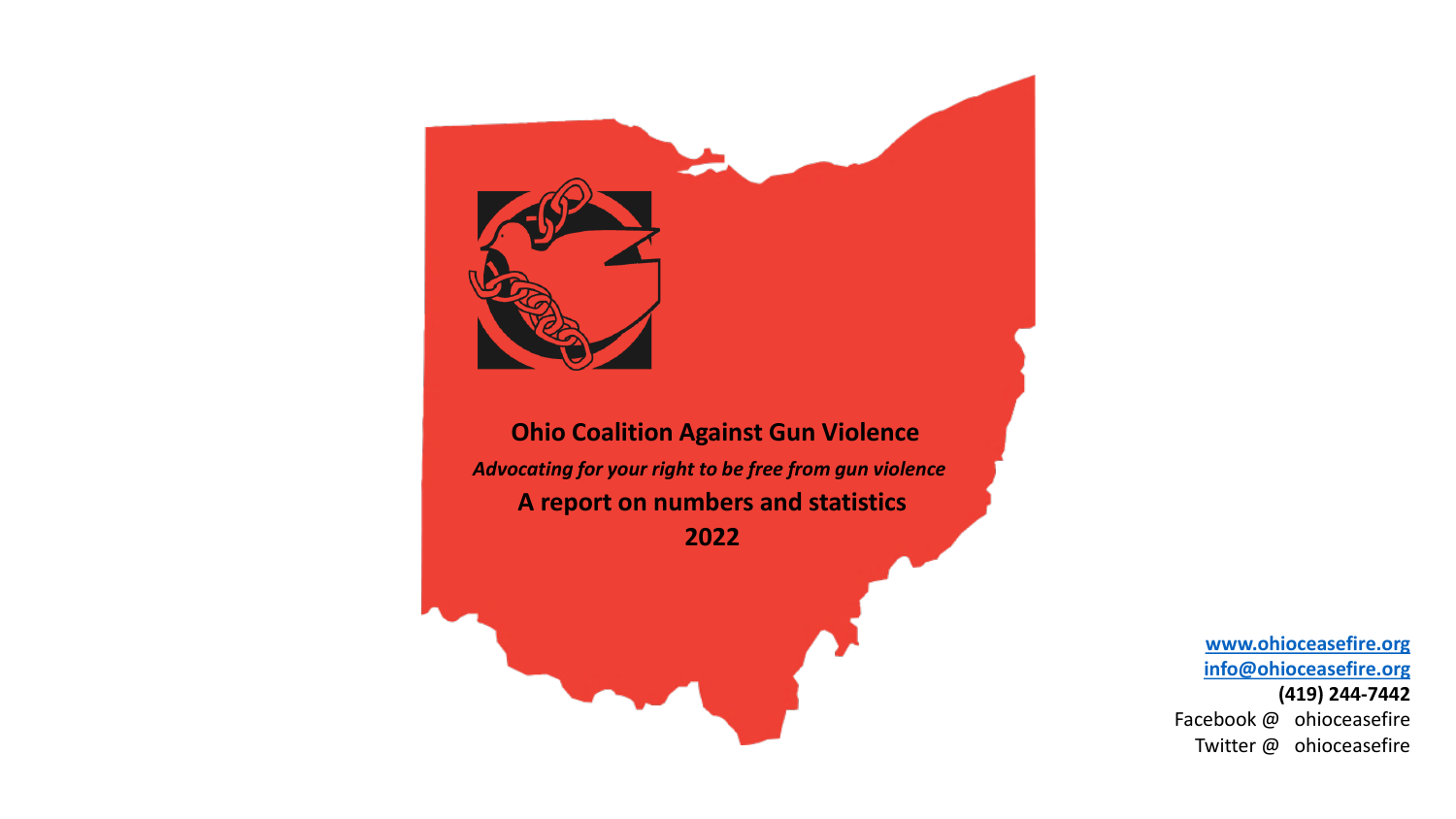# Ohio Coalition Against Gun Violence

*Advocating for your right to be free from gun violence*

**A report on numbers and statistics**

**2022**

[www.ohioceasefire.org](http://www.ohioceasefire.org)
[info@ohioceasefire.org](mailto:info@ohioceasefire.org)
**(419) 244-7442**
Facebook @ ohioceasefire
Twitter @ ohioceasefire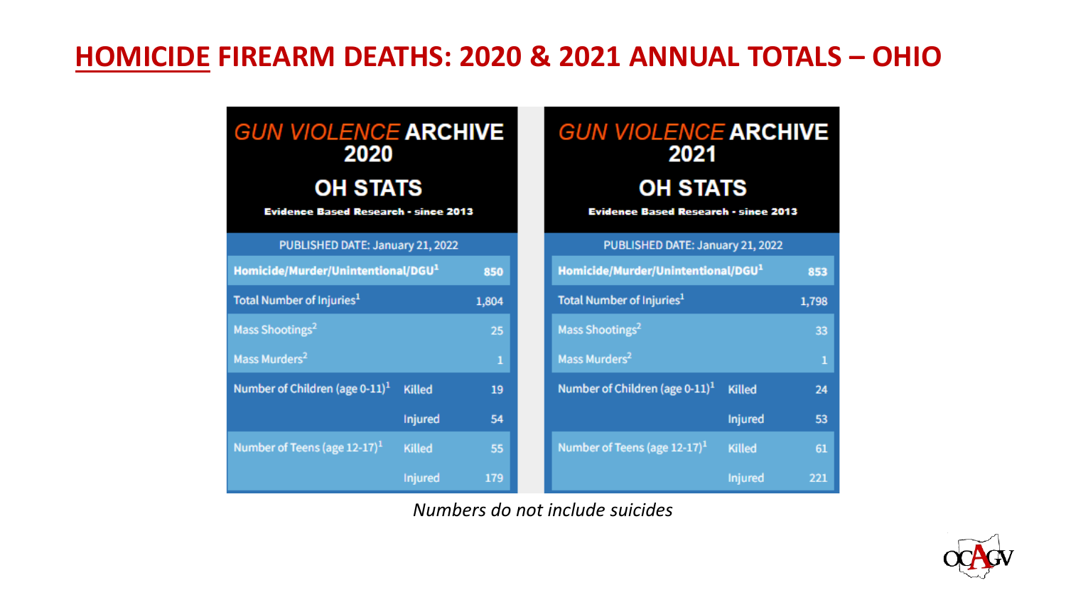# HOMICIDE FIREARM DEATHS: 2020 & 2021 ANNUAL TOTALS – OHIO

**GUN VIOLENCE ARCHIVE 2020**

**OH STATS**

**Evidence Based Research - since 2013**

| PUBLISHED DATE: January 21, 2022 | | |
|---|---|---|
| **Homicide/Murder/Unintentional/DGU[1]** | | **850** |
| Total Number of Injuries[1] | | 1,804 |
| Mass Shootings[2] | | 25 |
| Mass Murders[2] | | 1 |
| Number of Children (age 0-11)[1] | Killed | 19 |
| | Injured | 54 |
| Number of Teens (age 12-17)[1] | Killed | 55 |
| | Injured | 179 |

**GUN VIOLENCE ARCHIVE 2021**

**OH STATS**

**Evidence Based Research - since 2013**

| PUBLISHED DATE: January 21, 2022 | | |
|---|---|---|
| **Homicide/Murder/Unintentional/DGU[1]** | | **853** |
| Total Number of Injuries[1] | | 1,798 |
| Mass Shootings[2] | | 33 |
| Mass Murders[2] | | 1 |
| Number of Children (age 0-11)[1] | Killed | 24 |
| | Injured | 53 |
| Number of Teens (age 12-17)[1] | Killed | 61 |
| | Injured | 221 |

*Numbers do not include suicides*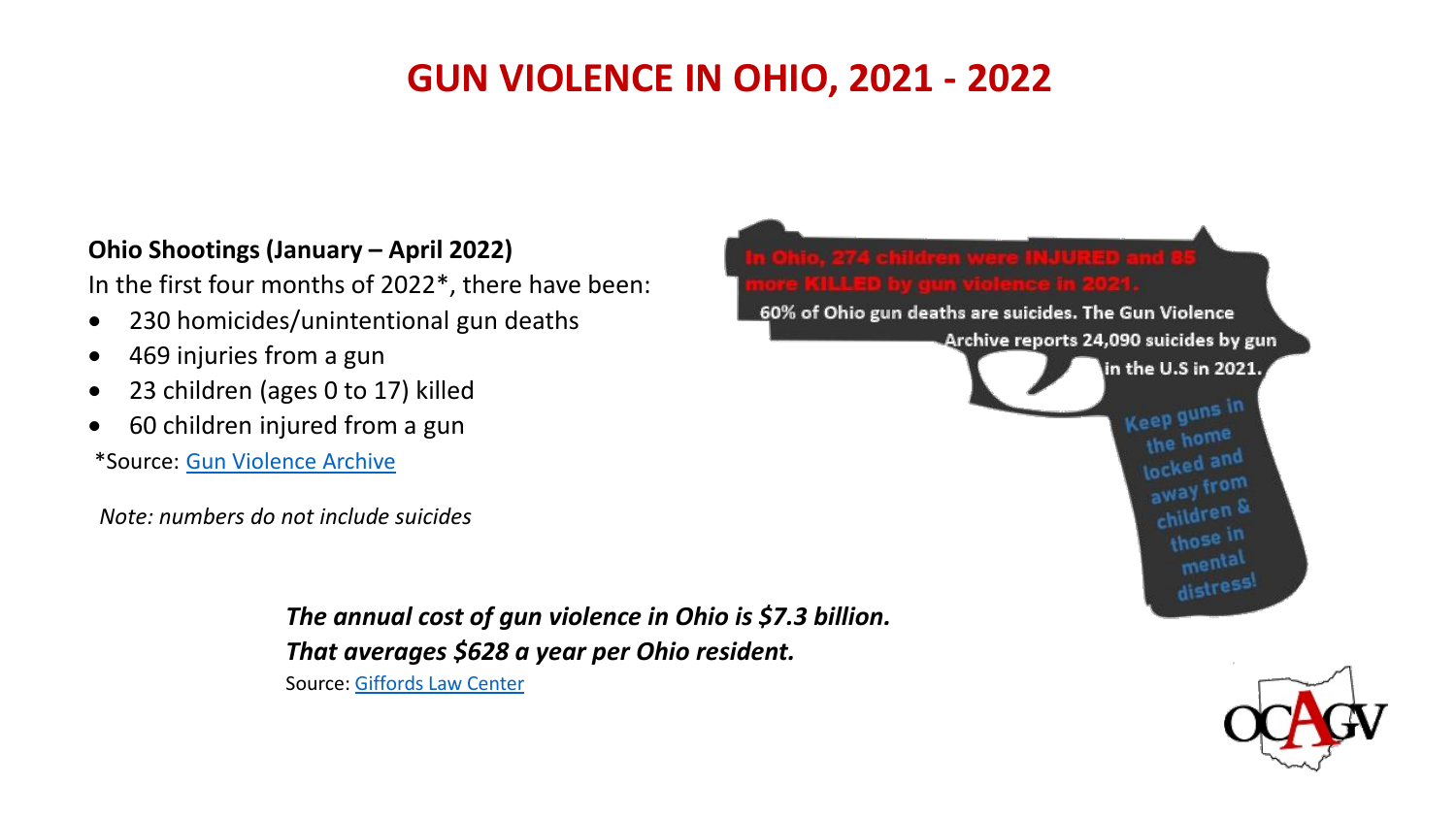# GUN VIOLENCE IN OHIO, 2021 - 2022

**Ohio Shootings (January – April 2022)**

In the first four months of 2022*, there have been:

- 230 homicides/unintentional gun deaths
- 469 injuries from a gun
- 23 children (ages 0 to 17) killed
- 60 children injured from a gun

*Source: Gun Violence Archive

*Note: numbers do not include suicides*

In Ohio, 274 children were INJURED and 85 more KILLED by gun violence in 2021.

60% of Ohio gun deaths are suicides. The Gun Violence Archive reports 24,090 suicides by gun in the U.S in 2021.

Keep guns in the home locked and away from children & those in mental distress!

***The annual cost of gun violence in Ohio is $7.3 billion.***
***That averages $628 a year per Ohio resident.***

Source: Giffords Law Center

OCAGV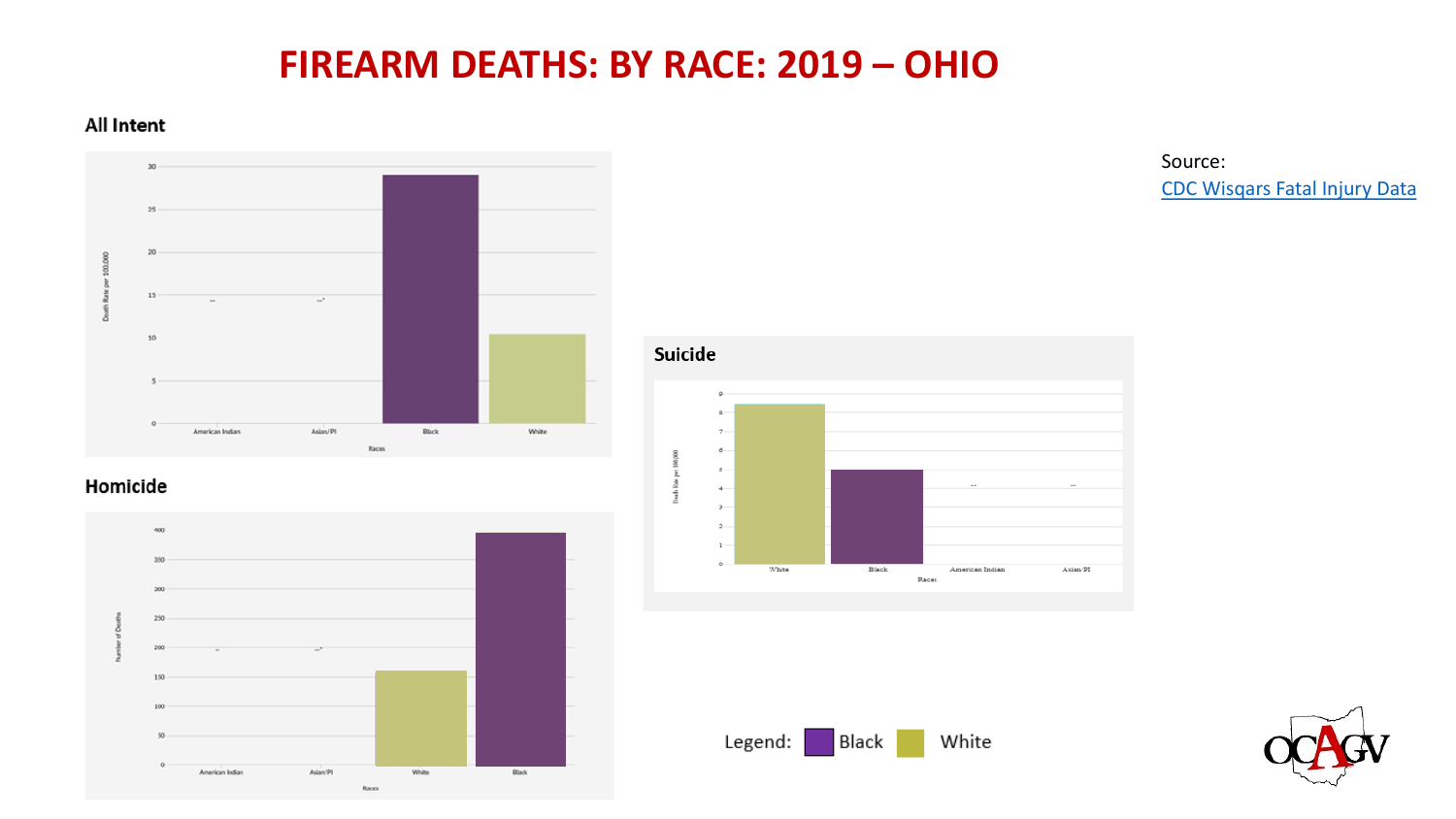# FIREARM DEATHS: BY RACE: 2019 – OHIO

### All Intent

Death Rate per 100,000

| Races | |
|---|---|
| American Indian | -- |
| Asian/PI | --* |
| Black | ~29 |
| White | ~10.5 |

### Homicide

Number of Deaths

| Races | |
|---|---|
| American Indian | -- |
| Asian/PI | --* |
| White | ~160 |
| Black | ~395 |

### Suicide

Death Rate per 100,000

| Races | |
|---|---|
| White | ~8.4 |
| Black | ~5 |
| American Indian | -- |
| Asian/PI | -- |

Source:
[CDC Wisqars Fatal Injury Data]

Legend: Black White

OCAGV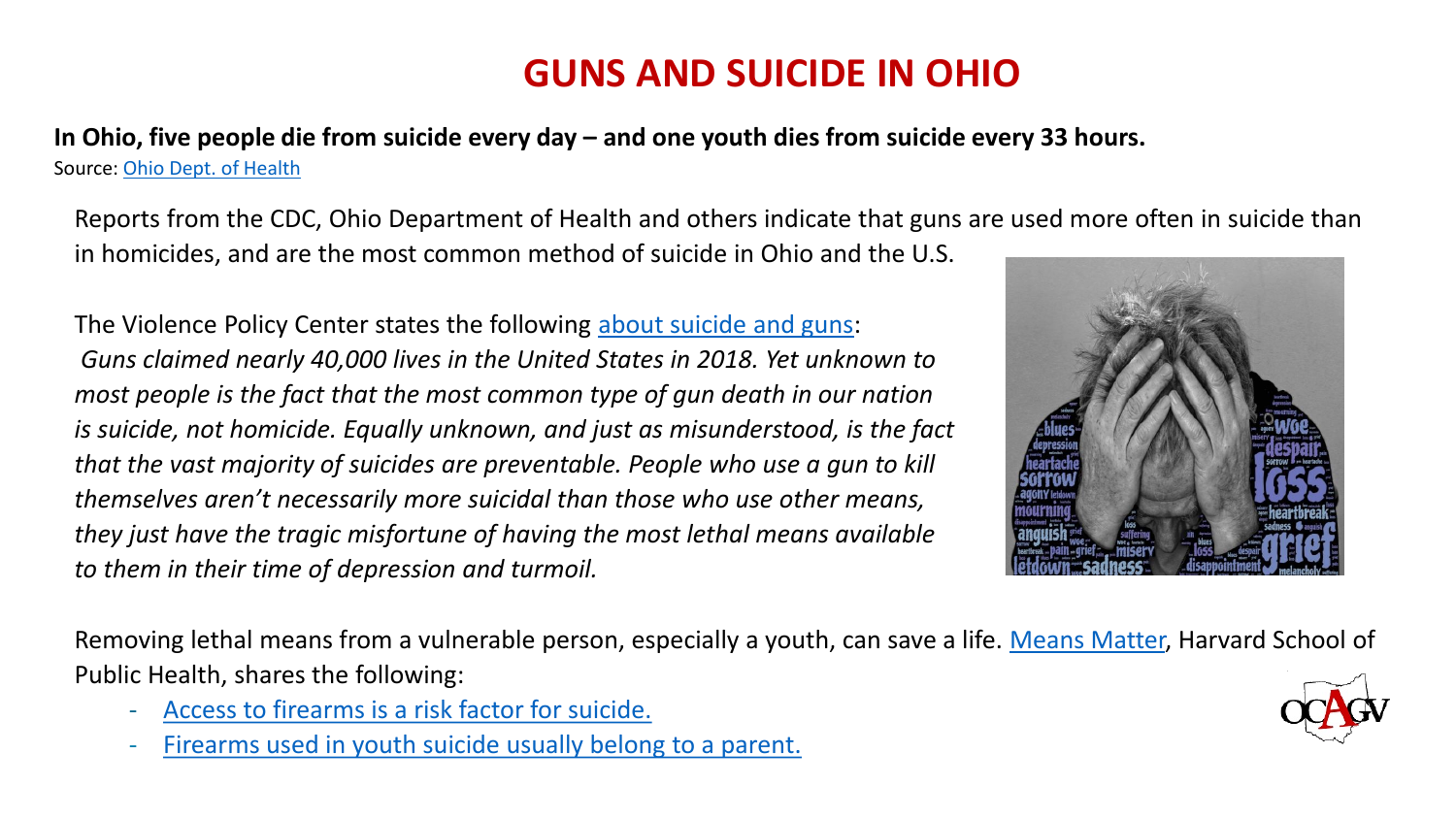# GUNS AND SUICIDE IN OHIO

**In Ohio, five people die from suicide every day – and one youth dies from suicide every 33 hours.**
Source: Ohio Dept. of Health

Reports from the CDC, Ohio Department of Health and others indicate that guns are used more often in suicide than in homicides, and are the most common method of suicide in Ohio and the U.S.

The Violence Policy Center states the following about suicide and guns:
*Guns claimed nearly 40,000 lives in the United States in 2018. Yet unknown to most people is the fact that the most common type of gun death in our nation is suicide, not homicide. Equally unknown, and just as misunderstood, is the fact that the vast majority of suicides are preventable. People who use a gun to kill themselves aren't necessarily more suicidal than those who use other means, they just have the tragic misfortune of having the most lethal means available to them in their time of depression and turmoil.*

Removing lethal means from a vulnerable person, especially a youth, can save a life. Means Matter, Harvard School of Public Health, shares the following:

- Access to firearms is a risk factor for suicide.
- Firearms used in youth suicide usually belong to a parent.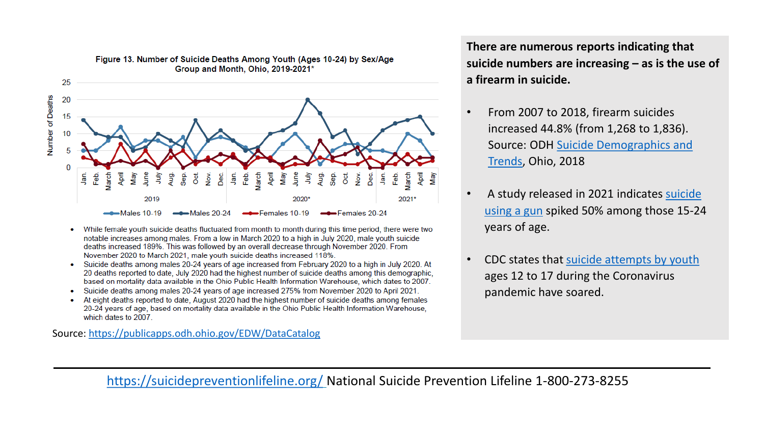**Figure 13. Number of Suicide Deaths Among Youth (Ages 10-24) by Sex/Age Group and Month, Ohio, 2019-2021***

- While female youth suicide deaths fluctuated from month to month during this time period, there were two notable increases among males. From a low in March 2020 to a high in July 2020, male youth suicide deaths increased 189%. This was followed by an overall decrease through November 2020. From November 2020 to March 2021, male youth suicide deaths increased 118%.
- Suicide deaths among males 20-24 years of age increased from February 2020 to a high in July 2020. At 20 deaths reported to date, July 2020 had the highest number of suicide deaths among this demographic, based on mortality data available in the Ohio Public Health Information Warehouse, which dates to 2007.
- Suicide deaths among males 20-24 years of age increased 275% from November 2020 to April 2021.
- At eight deaths reported to date, August 2020 had the highest number of suicide deaths among females 20-24 years of age, based on mortality data available in the Ohio Public Health Information Warehouse, which dates to 2007.

Source: https://publicapps.odh.ohio.gov/EDW/DataCatalog

**There are numerous reports indicating that suicide numbers are increasing – as is the use of a firearm in suicide.**

- From 2007 to 2018, firearm suicides increased 44.8% (from 1,268 to 1,836). Source: ODH Suicide Demographics and Trends, Ohio, 2018
- A study released in 2021 indicates suicide using a gun spiked 50% among those 15-24 years of age.
- CDC states that suicide attempts by youth ages 12 to 17 during the Coronavirus pandemic have soared.

https://suicidepreventionlifeline.org/ National Suicide Prevention Lifeline 1-800-273-8255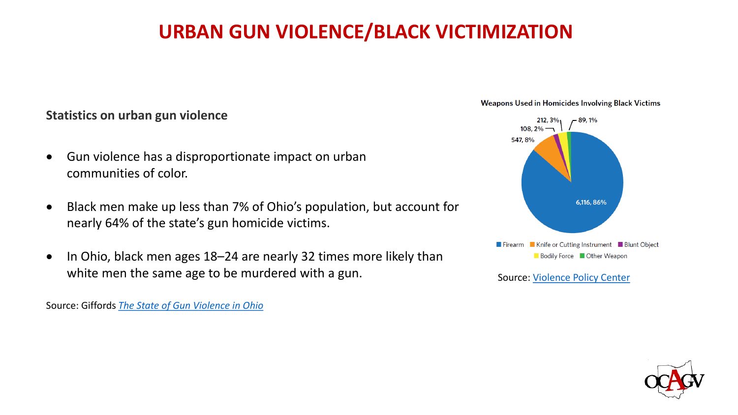# URBAN GUN VIOLENCE/BLACK VICTIMIZATION

**Statistics on urban gun violence**

- Gun violence has a disproportionate impact on urban communities of color.
- Black men make up less than 7% of Ohio's population, but account for nearly 64% of the state's gun homicide victims.
- In Ohio, black men ages 18–24 are nearly 32 times more likely than white men the same age to be murdered with a gun.

Source: Giffords *The State of Gun Violence in Ohio*

**Weapons Used in Homicides Involving Black Victims**

| Weapon | Number | Percent |
|---|---|---|
| Firearm | 6,116 | 86% |
| Knife or Cutting Instrument | 547 | 8% |
| Blunt Object | 108 | 2% |
| Bodily Force | 212 | 3% |
| Other Weapon | 89 | 1% |

Source: Violence Policy Center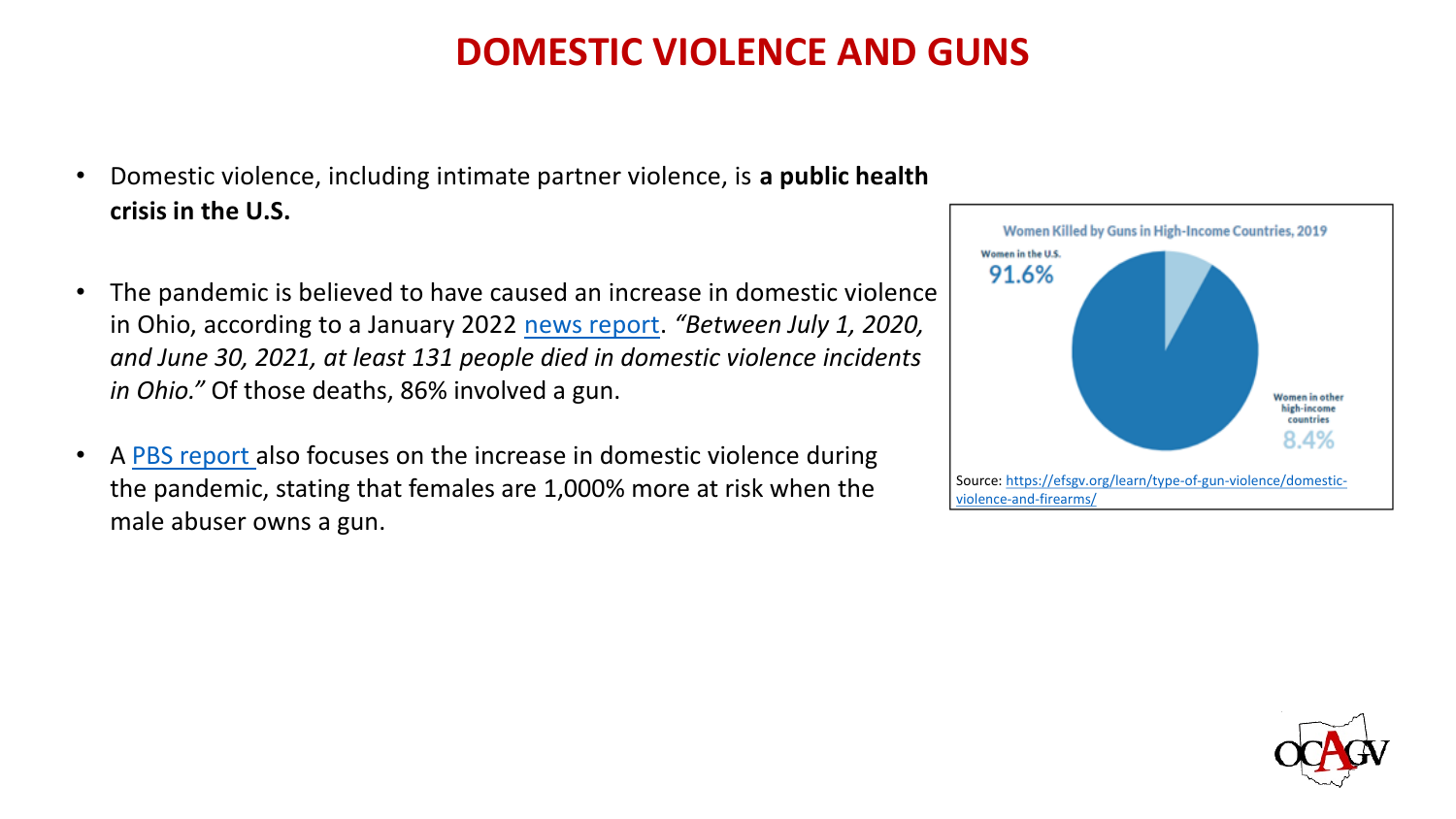# DOMESTIC VIOLENCE AND GUNS

- Domestic violence, including intimate partner violence, is **a public health crisis in the U.S.**
- The pandemic is believed to have caused an increase in domestic violence in Ohio, according to a January 2022 news report. *"Between July 1, 2020, and June 30, 2021, at least 131 people died in domestic violence incidents in Ohio."* Of those deaths, 86% involved a gun.
- A PBS report also focuses on the increase in domestic violence during the pandemic, stating that females are 1,000% more at risk when the male abuser owns a gun.

Women Killed by Guns in High-Income Countries, 2019

Women in the U.S. 91.6%

Women in other high-income countries 8.4%

Source: https://efsgv.org/learn/type-of-gun-violence/domestic-violence-and-firearms/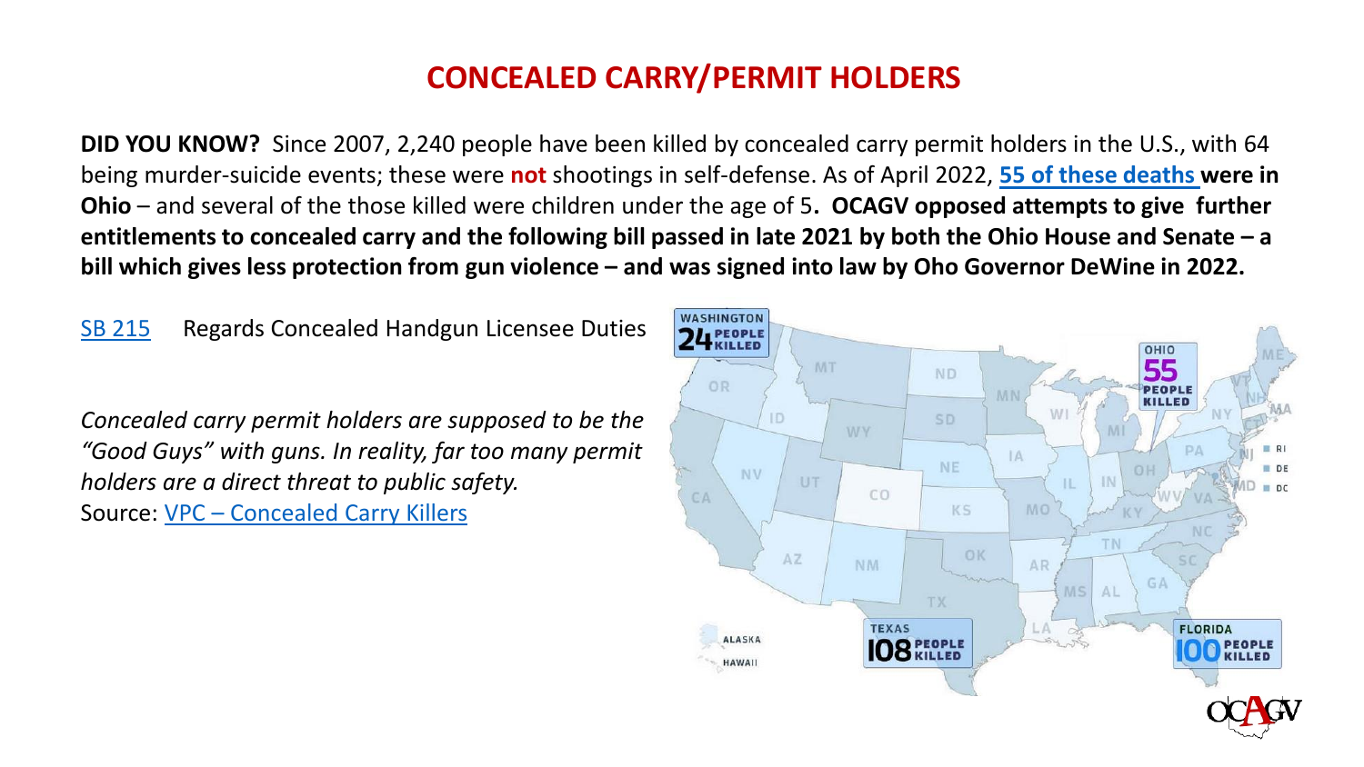# CONCEALED CARRY/PERMIT HOLDERS

**DID YOU KNOW?** Since 2007, 2,240 people have been killed by concealed carry permit holders in the U.S., with 64 being murder-suicide events; these were **not** shootings in self-defense. As of April 2022, **55 of these deaths were in Ohio** – and several of the those killed were children under the age of 5**. OCAGV opposed attempts to give further entitlements to concealed carry and the following bill passed in late 2021 by both the Ohio House and Senate – a bill which gives less protection from gun violence – and was signed into law by Oho Governor DeWine in 2022.**

SB 215 Regards Concealed Handgun Licensee Duties

*Concealed carry permit holders are supposed to be the "Good Guys" with guns. In reality, far too many permit holders are a direct threat to public safety.*
Source: VPC – Concealed Carry Killers

WASHINGTON 24 PEOPLE KILLED

OHIO 55 PEOPLE KILLED

TEXAS 108 PEOPLE KILLED

FLORIDA 100 PEOPLE KILLED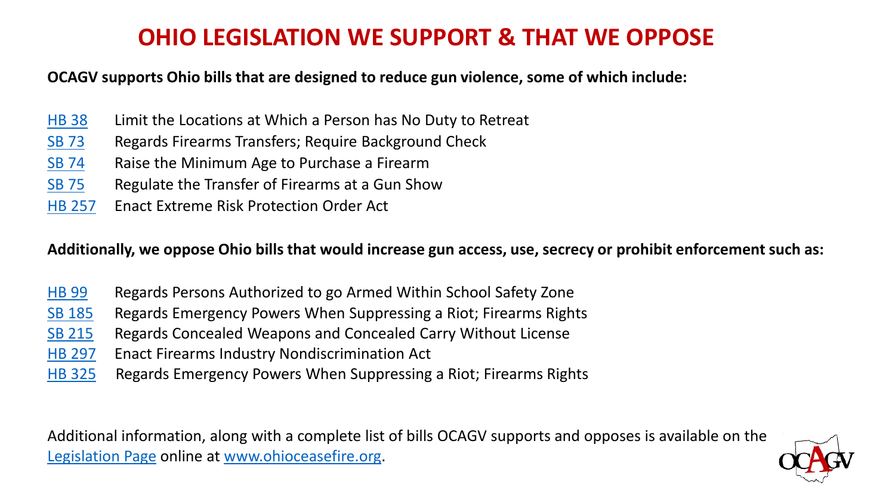# OHIO LEGISLATION WE SUPPORT & THAT WE OPPOSE

**OCAGV supports Ohio bills that are designed to reduce gun violence, some of which include:**

- HB 38 Limit the Locations at Which a Person has No Duty to Retreat
- SB 73 Regards Firearms Transfers; Require Background Check
- SB 74 Raise the Minimum Age to Purchase a Firearm
- SB 75 Regulate the Transfer of Firearms at a Gun Show
- HB 257 Enact Extreme Risk Protection Order Act

**Additionally, we oppose Ohio bills that would increase gun access, use, secrecy or prohibit enforcement such as:**

- HB 99 Regards Persons Authorized to go Armed Within School Safety Zone
- SB 185 Regards Emergency Powers When Suppressing a Riot; Firearms Rights
- SB 215 Regards Concealed Weapons and Concealed Carry Without License
- HB 297 Enact Firearms Industry Nondiscrimination Act
- HB 325 Regards Emergency Powers When Suppressing a Riot; Firearms Rights

Additional information, along with a complete list of bills OCAGV supports and opposes is available on the Legislation Page online at www.ohioceasefire.org.

OCAGV